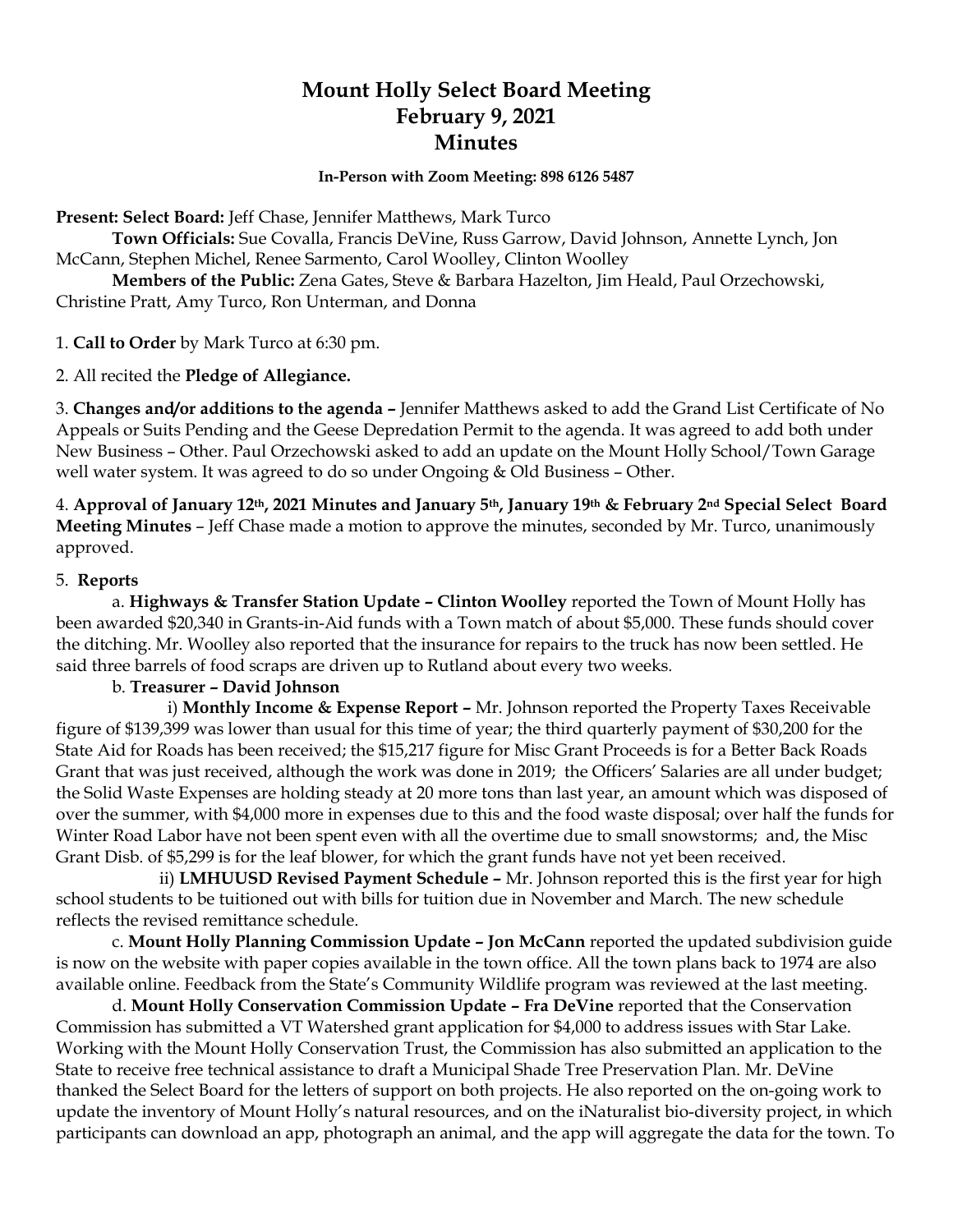# Mount Holly Select Board Meeting
# February 9, 2021
# Minutes

**In-Person with Zoom Meeting: 898 6126 5487**

**Present: Select Board:** Jeff Chase, Jennifer Matthews, Mark Turco

**Town Officials:** Sue Covalla, Francis DeVine, Russ Garrow, David Johnson, Annette Lynch, Jon McCann, Stephen Michel, Renee Sarmento, Carol Woolley, Clinton Woolley

**Members of the Public:** Zena Gates, Steve & Barbara Hazelton, Jim Heald, Paul Orzechowski, Christine Pratt, Amy Turco, Ron Unterman, and Donna

1. **Call to Order** by Mark Turco at 6:30 pm.

2. All recited the **Pledge of Allegiance.**

3. **Changes and/or additions to the agenda –** Jennifer Matthews asked to add the Grand List Certificate of No Appeals or Suits Pending and the Geese Depredation Permit to the agenda. It was agreed to add both under New Business – Other. Paul Orzechowski asked to add an update on the Mount Holly School/Town Garage well water system. It was agreed to do so under Ongoing & Old Business – Other.

4. **Approval of January 12th, 2021 Minutes and January 5th, January 19th & February 2nd Special Select Board Meeting Minutes** – Jeff Chase made a motion to approve the minutes, seconded by Mr. Turco, unanimously approved.

5. **Reports**

a. **Highways & Transfer Station Update – Clinton Woolley** reported the Town of Mount Holly has been awarded $20,340 in Grants-in-Aid funds with a Town match of about $5,000. These funds should cover the ditching. Mr. Woolley also reported that the insurance for repairs to the truck has now been settled. He said three barrels of food scraps are driven up to Rutland about every two weeks.

b. **Treasurer – David Johnson**

i) **Monthly Income & Expense Report –** Mr. Johnson reported the Property Taxes Receivable figure of $139,399 was lower than usual for this time of year; the third quarterly payment of $30,200 for the State Aid for Roads has been received; the $15,217 figure for Misc Grant Proceeds is for a Better Back Roads Grant that was just received, although the work was done in 2019; the Officers' Salaries are all under budget; the Solid Waste Expenses are holding steady at 20 more tons than last year, an amount which was disposed of over the summer, with $4,000 more in expenses due to this and the food waste disposal; over half the funds for Winter Road Labor have not been spent even with all the overtime due to small snowstorms; and, the Misc Grant Disb. of $5,299 is for the leaf blower, for which the grant funds have not yet been received.

ii) **LMHUUSD Revised Payment Schedule –** Mr. Johnson reported this is the first year for high school students to be tuitioned out with bills for tuition due in November and March. The new schedule reflects the revised remittance schedule.

c. **Mount Holly Planning Commission Update – Jon McCann** reported the updated subdivision guide is now on the website with paper copies available in the town office. All the town plans back to 1974 are also available online. Feedback from the State's Community Wildlife program was reviewed at the last meeting.

d. **Mount Holly Conservation Commission Update – Fra DeVine** reported that the Conservation Commission has submitted a VT Watershed grant application for $4,000 to address issues with Star Lake. Working with the Mount Holly Conservation Trust, the Commission has also submitted an application to the State to receive free technical assistance to draft a Municipal Shade Tree Preservation Plan. Mr. DeVine thanked the Select Board for the letters of support on both projects. He also reported on the on-going work to update the inventory of Mount Holly's natural resources, and on the iNaturalist bio-diversity project, in which participants can download an app, photograph an animal, and the app will aggregate the data for the town. To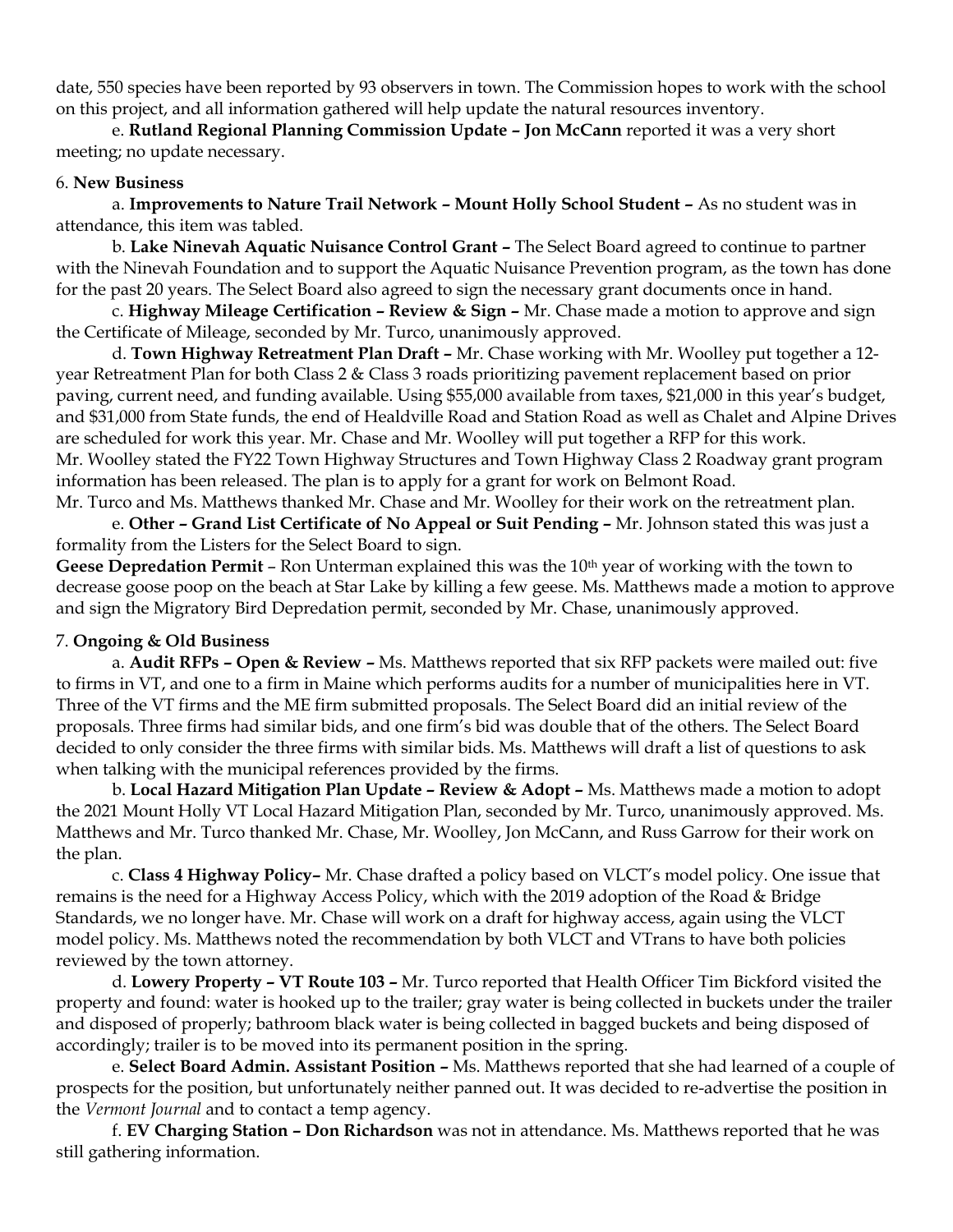date, 550 species have been reported by 93 observers in town. The Commission hopes to work with the school on this project, and all information gathered will help update the natural resources inventory.

e. **Rutland Regional Planning Commission Update – Jon McCann** reported it was a very short meeting; no update necessary.

6. **New Business**

a. **Improvements to Nature Trail Network – Mount Holly School Student –** As no student was in attendance, this item was tabled.

b. **Lake Ninevah Aquatic Nuisance Control Grant –** The Select Board agreed to continue to partner with the Ninevah Foundation and to support the Aquatic Nuisance Prevention program, as the town has done for the past 20 years. The Select Board also agreed to sign the necessary grant documents once in hand.

c. **Highway Mileage Certification – Review & Sign –** Mr. Chase made a motion to approve and sign the Certificate of Mileage, seconded by Mr. Turco, unanimously approved.

d. **Town Highway Retreatment Plan Draft –** Mr. Chase working with Mr. Woolley put together a 12-year Retreatment Plan for both Class 2 & Class 3 roads prioritizing pavement replacement based on prior paving, current need, and funding available. Using $55,000 available from taxes, $21,000 in this year's budget, and $31,000 from State funds, the end of Healdville Road and Station Road as well as Chalet and Alpine Drives are scheduled for work this year. Mr. Chase and Mr. Woolley will put together a RFP for this work.
Mr. Woolley stated the FY22 Town Highway Structures and Town Highway Class 2 Roadway grant program information has been released. The plan is to apply for a grant for work on Belmont Road.
Mr. Turco and Ms. Matthews thanked Mr. Chase and Mr. Woolley for their work on the retreatment plan.

e. **Other – Grand List Certificate of No Appeal or Suit Pending –** Mr. Johnson stated this was just a formality from the Listers for the Select Board to sign.

**Geese Depredation Permit** – Ron Unterman explained this was the 10th year of working with the town to decrease goose poop on the beach at Star Lake by killing a few geese. Ms. Matthews made a motion to approve and sign the Migratory Bird Depredation permit, seconded by Mr. Chase, unanimously approved.

7. **Ongoing & Old Business**

a. **Audit RFPs – Open & Review –** Ms. Matthews reported that six RFP packets were mailed out: five to firms in VT, and one to a firm in Maine which performs audits for a number of municipalities here in VT. Three of the VT firms and the ME firm submitted proposals. The Select Board did an initial review of the proposals. Three firms had similar bids, and one firm's bid was double that of the others. The Select Board decided to only consider the three firms with similar bids. Ms. Matthews will draft a list of questions to ask when talking with the municipal references provided by the firms.

b. **Local Hazard Mitigation Plan Update – Review & Adopt –** Ms. Matthews made a motion to adopt the 2021 Mount Holly VT Local Hazard Mitigation Plan, seconded by Mr. Turco, unanimously approved. Ms. Matthews and Mr. Turco thanked Mr. Chase, Mr. Woolley, Jon McCann, and Russ Garrow for their work on the plan.

c. **Class 4 Highway Policy–** Mr. Chase drafted a policy based on VLCT's model policy. One issue that remains is the need for a Highway Access Policy, which with the 2019 adoption of the Road & Bridge Standards, we no longer have. Mr. Chase will work on a draft for highway access, again using the VLCT model policy. Ms. Matthews noted the recommendation by both VLCT and VTrans to have both policies reviewed by the town attorney.

d. **Lowery Property – VT Route 103 –** Mr. Turco reported that Health Officer Tim Bickford visited the property and found: water is hooked up to the trailer; gray water is being collected in buckets under the trailer and disposed of properly; bathroom black water is being collected in bagged buckets and being disposed of accordingly; trailer is to be moved into its permanent position in the spring.

e. **Select Board Admin. Assistant Position –** Ms. Matthews reported that she had learned of a couple of prospects for the position, but unfortunately neither panned out. It was decided to re-advertise the position in the *Vermont Journal* and to contact a temp agency.

f. **EV Charging Station – Don Richardson** was not in attendance. Ms. Matthews reported that he was still gathering information.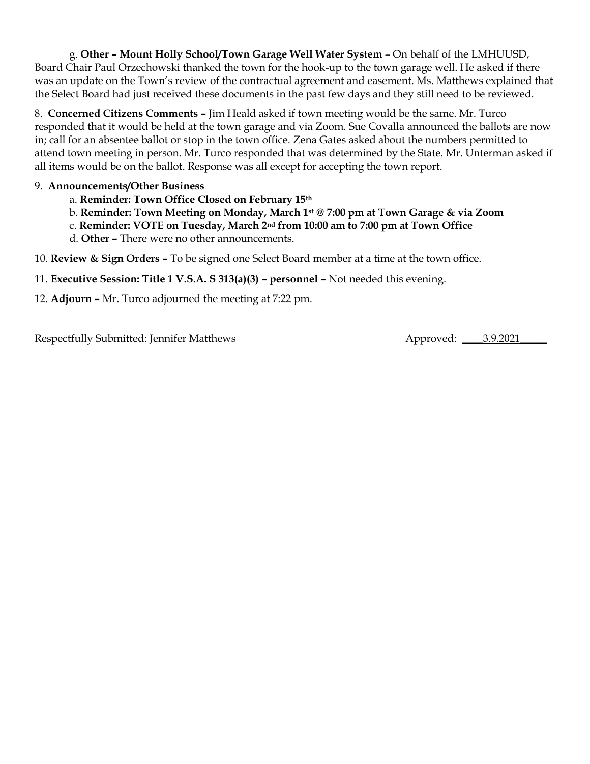g. **Other – Mount Holly School/Town Garage Well Water System** – On behalf of the LMHUUSD, Board Chair Paul Orzechowski thanked the town for the hook-up to the town garage well. He asked if there was an update on the Town's review of the contractual agreement and easement. Ms. Matthews explained that the Select Board had just received these documents in the past few days and they still need to be reviewed.

8. **Concerned Citizens Comments –** Jim Heald asked if town meeting would be the same. Mr. Turco responded that it would be held at the town garage and via Zoom. Sue Covalla announced the ballots are now in; call for an absentee ballot or stop in the town office. Zena Gates asked about the numbers permitted to attend town meeting in person. Mr. Turco responded that was determined by the State. Mr. Unterman asked if all items would be on the ballot. Response was all except for accepting the town report.

9. **Announcements/Other Business**
   a. **Reminder: Town Office Closed on February 15th**
   b. **Reminder: Town Meeting on Monday, March 1st @ 7:00 pm at Town Garage & via Zoom**
   c. **Reminder: VOTE on Tuesday, March 2nd from 10:00 am to 7:00 pm at Town Office**
   d. **Other –** There were no other announcements.

10. **Review & Sign Orders –** To be signed one Select Board member at a time at the town office.

11. **Executive Session: Title 1 V.S.A. S 313(a)(3) – personnel –** Not needed this evening.

12. **Adjourn –** Mr. Turco adjourned the meeting at 7:22 pm.

Respectfully Submitted: Jennifer Matthews

Approved: 3.9.2021